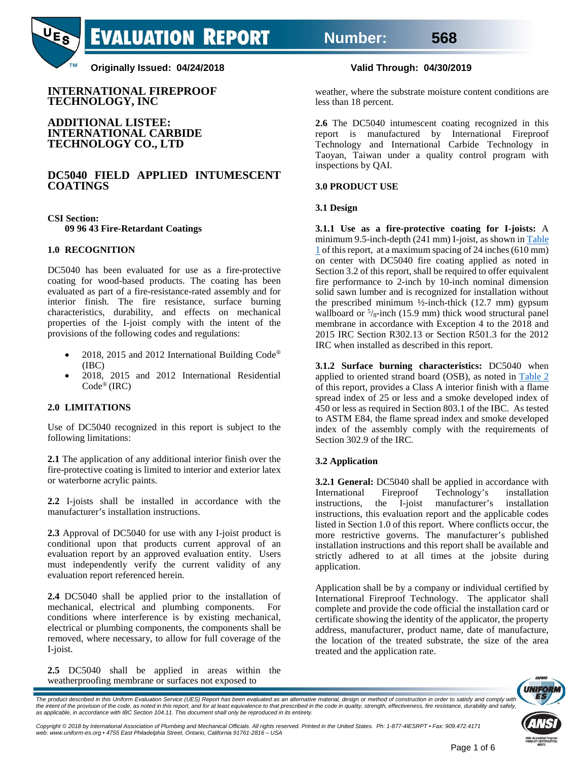# EVALUATION REPORT Number: 568

**Originally Issued: 04/24/2018** **Valid Through: 04/30/2019**

## INTERNATIONAL FIREPROOF TECHNOLOGY, INC

## ADDITIONAL LISTEE: INTERNATIONAL CARBIDE TECHNOLOGY CO., LTD

## DC5040 FIELD APPLIED INTUMESCENT COATINGS

**CSI Section:**
**09 96 43 Fire-Retardant Coatings**

### 1.0 RECOGNITION

DC5040 has been evaluated for use as a fire-protective coating for wood-based products. The coating has been evaluated as part of a fire-resistance-rated assembly and for interior finish. The fire resistance, surface burning characteristics, durability, and effects on mechanical properties of the I-joist comply with the intent of the provisions of the following codes and regulations:

- 2018, 2015 and 2012 International Building Code® (IBC)
- 2018, 2015 and 2012 International Residential Code® (IRC)

### 2.0 LIMITATIONS

Use of DC5040 recognized in this report is subject to the following limitations:

**2.1** The application of any additional interior finish over the fire-protective coating is limited to interior and exterior latex or waterborne acrylic paints.

**2.2** I-joists shall be installed in accordance with the manufacturer's installation instructions.

**2.3** Approval of DC5040 for use with any I-joist product is conditional upon that products current approval of an evaluation report by an approved evaluation entity. Users must independently verify the current validity of any evaluation report referenced herein.

**2.4** DC5040 shall be applied prior to the installation of mechanical, electrical and plumbing components. For conditions where interference is by existing mechanical, electrical or plumbing components, the components shall be removed, where necessary, to allow for full coverage of the I-joist.

**2.5** DC5040 shall be applied in areas within the weatherproofing membrane or surfaces not exposed to weather, where the substrate moisture content conditions are less than 18 percent.

**2.6** The DC5040 intumescent coating recognized in this report is manufactured by International Fireproof Technology and International Carbide Technology in Taoyan, Taiwan under a quality control program with inspections by QAI.

### 3.0 PRODUCT USE

#### 3.1 Design

**3.1.1 Use as a fire-protective coating for I-joists:** A minimum 9.5-inch-depth (241 mm) I-joist, as shown in Table 1 of this report, at a maximum spacing of 24 inches (610 mm) on center with DC5040 fire coating applied as noted in Section 3.2 of this report, shall be required to offer equivalent fire performance to 2-inch by 10-inch nominal dimension solid sawn lumber and is recognized for installation without the prescribed minimum ½-inch-thick (12.7 mm) gypsum wallboard or ⁵/₈-inch (15.9 mm) thick wood structural panel membrane in accordance with Exception 4 to the 2018 and 2015 IRC Section R302.13 or Section R501.3 for the 2012 IRC when installed as described in this report.

**3.1.2 Surface burning characteristics:** DC5040 when applied to oriented strand board (OSB), as noted in Table 2 of this report, provides a Class A interior finish with a flame spread index of 25 or less and a smoke developed index of 450 or less as required in Section 803.1 of the IBC. As tested to ASTM E84, the flame spread index and smoke developed index of the assembly comply with the requirements of Section 302.9 of the IRC.

#### 3.2 Application

**3.2.1 General:** DC5040 shall be applied in accordance with International Fireproof Technology's installation instructions, the I-joist manufacturer's installation instructions, this evaluation report and the applicable codes listed in Section 1.0 of this report. Where conflicts occur, the more restrictive governs. The manufacturer's published installation instructions and this report shall be available and strictly adhered to at all times at the jobsite during application.

Application shall be by a company or individual certified by International Fireproof Technology. The applicator shall complete and provide the code official the installation card or certificate showing the identity of the applicator, the property address, manufacturer, product name, date of manufacture, the location of the treated substrate, the size of the area treated and the application rate.

*The product described in this Uniform Evaluation Service (UES) Report has been evaluated as an alternative material, design or method of construction in order to satisfy and comply with the intent of the provision of the code, as noted in this report, and for at least equivalence to that prescribed in the code in quality, strength, effectiveness, fire resistance, durability and safely, as applicable, in accordance with IBC Section 104.11. This document shall only be reproduced in its entirety.*

*Copyright © 2018 by International Association of Plumbing and Mechanical Officials. All rights reserved. Printed in the United States. Ph: 1-877-4IESRPT • Fax: 909.472.4171 web: www.uniform-es.org • 4755 East Philadelphia Street, Ontario, California 91761-2816 – USA*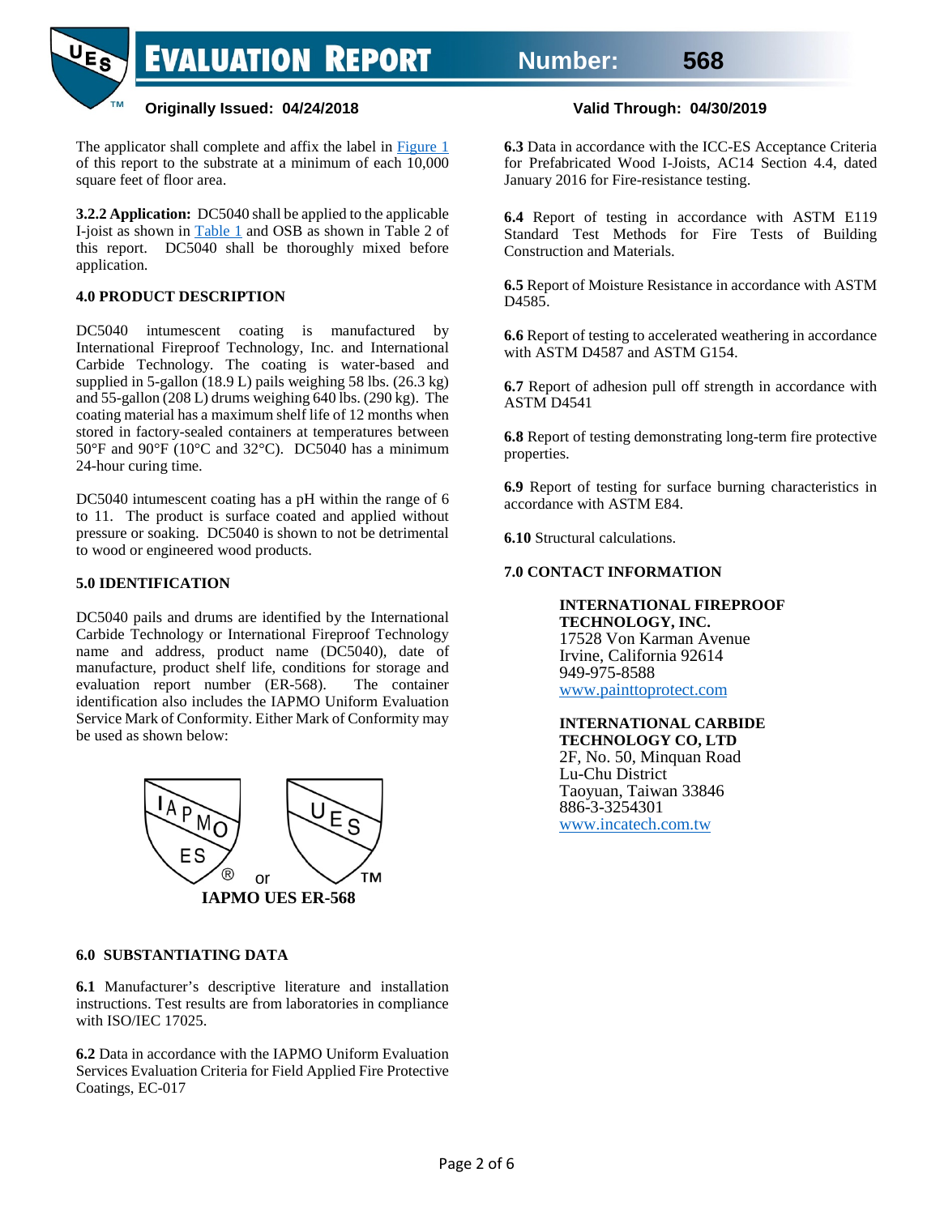The applicator shall complete and affix the label in Figure 1 of this report to the substrate at a minimum of each 10,000 square feet of floor area.

**3.2.2 Application:** DC5040 shall be applied to the applicable I-joist as shown in Table 1 and OSB as shown in Table 2 of this report. DC5040 shall be thoroughly mixed before application.

**4.0 PRODUCT DESCRIPTION**

DC5040 intumescent coating is manufactured by International Fireproof Technology, Inc. and International Carbide Technology. The coating is water-based and supplied in 5-gallon (18.9 L) pails weighing 58 lbs. (26.3 kg) and 55-gallon (208 L) drums weighing 640 lbs. (290 kg). The coating material has a maximum shelf life of 12 months when stored in factory-sealed containers at temperatures between 50°F and 90°F (10°C and 32°C). DC5040 has a minimum 24-hour curing time.

DC5040 intumescent coating has a pH within the range of 6 to 11. The product is surface coated and applied without pressure or soaking. DC5040 is shown to not be detrimental to wood or engineered wood products.

**5.0 IDENTIFICATION**

DC5040 pails and drums are identified by the International Carbide Technology or International Fireproof Technology name and address, product name (DC5040), date of manufacture, product shelf life, conditions for storage and evaluation report number (ER-568). The container identification also includes the IAPMO Uniform Evaluation Service Mark of Conformity. Either Mark of Conformity may be used as shown below:

IAPMO ES® or UES™

**IAPMO UES ER-568**

**6.0 SUBSTANTIATING DATA**

**6.1** Manufacturer's descriptive literature and installation instructions. Test results are from laboratories in compliance with ISO/IEC 17025.

**6.2** Data in accordance with the IAPMO Uniform Evaluation Services Evaluation Criteria for Field Applied Fire Protective Coatings, EC-017

**6.3** Data in accordance with the ICC-ES Acceptance Criteria for Prefabricated Wood I-Joists, AC14 Section 4.4, dated January 2016 for Fire-resistance testing.

**6.4** Report of testing in accordance with ASTM E119 Standard Test Methods for Fire Tests of Building Construction and Materials.

**6.5** Report of Moisture Resistance in accordance with ASTM D4585.

**6.6** Report of testing to accelerated weathering in accordance with ASTM D4587 and ASTM G154.

**6.7** Report of adhesion pull off strength in accordance with ASTM D4541

**6.8** Report of testing demonstrating long-term fire protective properties.

**6.9** Report of testing for surface burning characteristics in accordance with ASTM E84.

**6.10** Structural calculations.

**7.0 CONTACT INFORMATION**

**INTERNATIONAL FIREPROOF TECHNOLOGY, INC.**
17528 Von Karman Avenue
Irvine, California 92614
949-975-8588
www.painttoprotect.com

**INTERNATIONAL CARBIDE TECHNOLOGY CO, LTD**
2F, No. 50, Minquan Road
Lu-Chu District
Taoyuan, Taiwan 33846
886-3-3254301
www.incatech.com.tw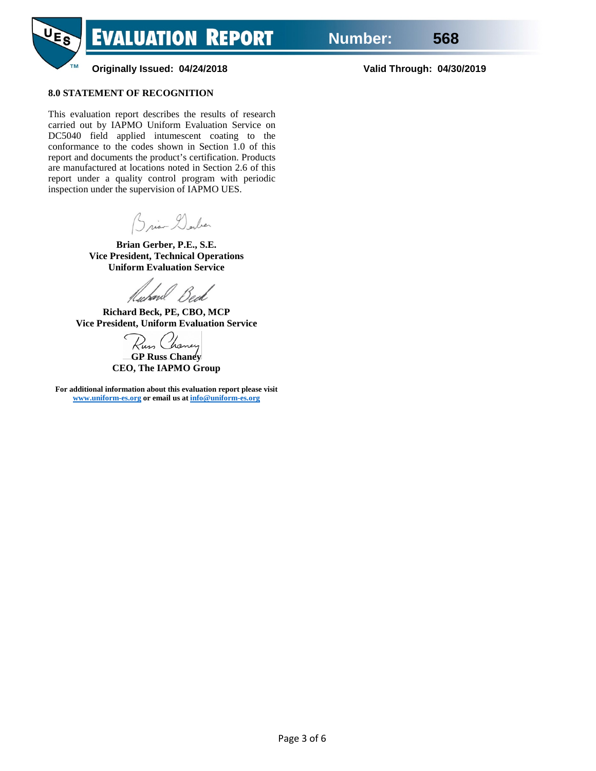## 8.0 STATEMENT OF RECOGNITION

This evaluation report describes the results of research carried out by IAPMO Uniform Evaluation Service on DC5040 field applied intumescent coating to the conformance to the codes shown in Section 1.0 of this report and documents the product's certification. Products are manufactured at locations noted in Section 2.6 of this report under a quality control program with periodic inspection under the supervision of IAPMO UES.

**Brian Gerber, P.E., S.E.**
**Vice President, Technical Operations**
**Uniform Evaluation Service**

**Richard Beck, PE, CBO, MCP**
**Vice President, Uniform Evaluation Service**

**GP Russ Chaney**
**CEO, The IAPMO Group**

**For additional information about this evaluation report please visit [www.uniform-es.org](http://www.uniform-es.org) or email us at [info@uniform-es.org](mailto:info@uniform-es.org)**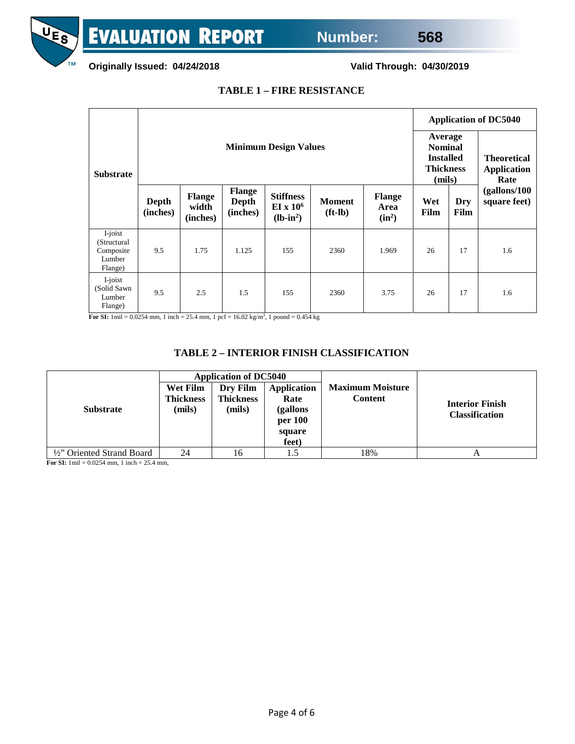## TABLE 1 – FIRE RESISTANCE

| Substrate | Minimum Design Values | | | | | | Application of DC5040 | | |
|---|---|---|---|---|---|---|---|---|---|
| | | | | | | | Average Nominal Installed Thickness (mils) | | Theoretical Application Rate (gallons/100 square feet) |
| | Depth (inches) | Flange width (inches) | Flange Depth (inches) | Stiffness EI x $10^6$ (lb-in$^2$) | Moment (ft-lb) | Flange Area (in$^2$) | Wet Film | Dry Film | |
| I-joist (Structural Composite Lumber Flange) | 9.5 | 1.75 | 1.125 | 155 | 2360 | 1.969 | 26 | 17 | 1.6 |
| I-joist (Solid Sawn Lumber Flange) | 9.5 | 2.5 | 1.5 | 155 | 2360 | 3.75 | 26 | 17 | 1.6 |

**For SI:** 1mil = 0.0254 mm, 1 inch = 25.4 mm, 1 pcf = 16.02 kg/m$^3$, 1 pound = 0.454 kg

## TABLE 2 – INTERIOR FINISH CLASSIFICATION

| Substrate | Application of DC5040 | | | Maximum Moisture Content | Interior Finish Classification |
|---|---|---|---|---|---|
| | Wet Film Thickness (mils) | Dry Film Thickness (mils) | Application Rate (gallons per 100 square feet) | | |
| ½" Oriented Strand Board | 24 | 16 | 1.5 | 18% | A |

**For SI:** 1mil = 0.0254 mm, 1 inch = 25.4 mm,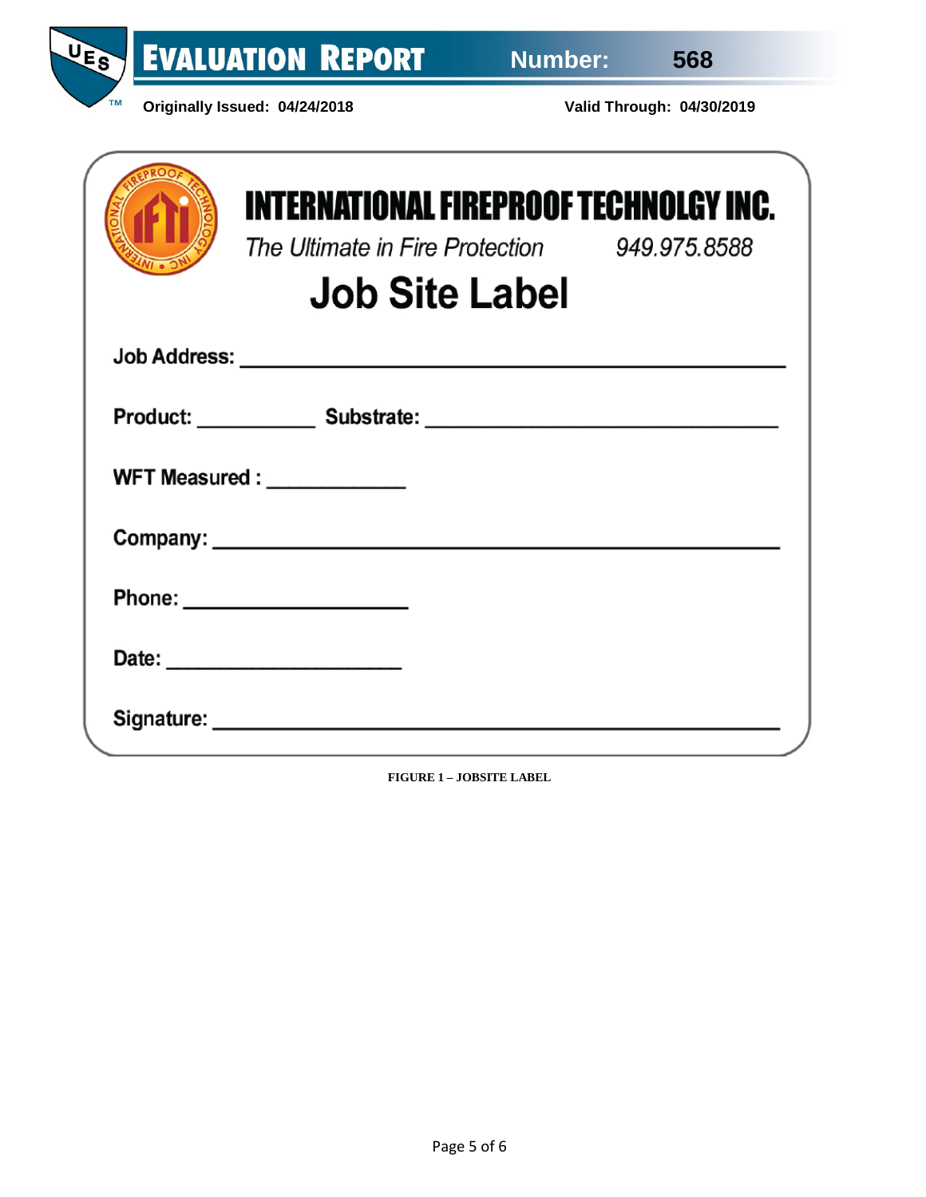**INTERNATIONAL FIREPROOF TECHNOLGY INC.**

*The Ultimate in Fire Protection* 949.975.8588

## Job Site Label

**Job Address:** ______________________________________________

**Product:** __________ **Substrate:** ______________________________

**WFT Measured :** ___________

**Company:** ______________________________________________

**Phone:** __________________

**Date:** ___________________

**Signature:** ______________________________________________

**FIGURE 1 – JOBSITE LABEL**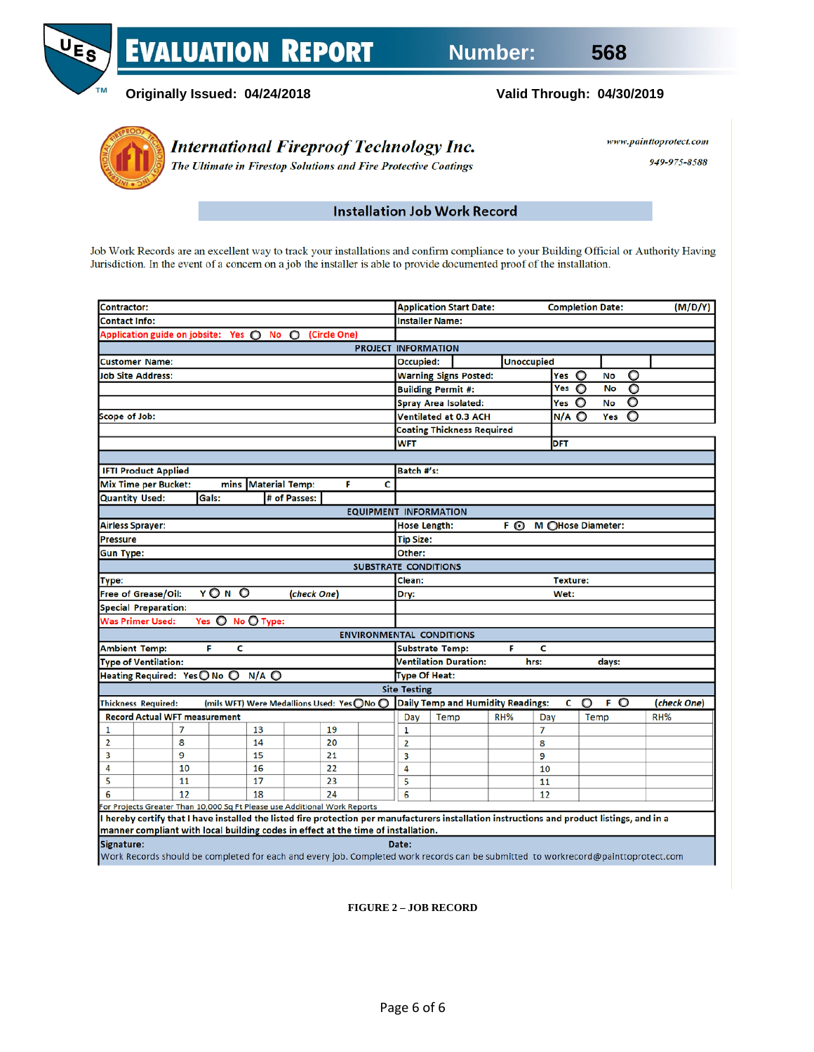**EVALUATION REPORT** Number: **568**

**Originally Issued: 04/24/2018** **Valid Through: 04/30/2019**

***International Fireproof Technology Inc.***

*The Ultimate in Firestop Solutions and Fire Protective Coatings*

*www.painttoprotect.com*

*949-975-8588*

## Installation Job Work Record

Job Work Records are an excellent way to track your installations and confirm compliance to your Building Official or Authority Having Jurisdiction. In the event of a concern on a job the installer is able to provide documented proof of the installation.

| | |
|---|---|
| Contractor: | Application Start Date: Completion Date: (M/D/Y) |
| Contact Info: | Installer Name: |
| Application guide on jobsite: Yes ○ No ○ (Circle One) | |
| **PROJECT INFORMATION** | |
| Customer Name: | Occupied: Unoccupied |
| Job Site Address: | Warning Signs Posted: Yes ○ No ○ |
| | Building Permit #: Yes ○ No ○ |
| | Spray Area Isolated: Yes ○ No ○ |
| Scope of Job: | Ventilated at 0.3 ACH N/A ○ Yes ○ |
| | Coating Thickness Required |
| | WFT DFT |
| IFTI Product Applied | Batch #'s: |
| Mix Time per Bucket: mins Material Temp: F C | |
| Quantity Used: Gals: # of Passes: | |
| **EQUIPMENT INFORMATION** | |
| Airless Sprayer: | Hose Length: F ○ M ○ Hose Diameter: |
| Pressure | Tip Size: |
| Gun Type: | Other: |
| **SUBSTRATE CONDITIONS** | |
| Type: | Clean: Texture: |
| Free of Grease/Oil: Y ○ N ○ (check One) | Dry: Wet: |
| Special Preparation: | |
| Was Primer Used: Yes ○ No ○ Type: | |
| **ENVIRONMENTAL CONDITIONS** | |
| Ambient Temp: F C | Substrate Temp: F C |
| Type of Ventilation: | Ventilation Duration: hrs: days: |
| Heating Required: Yes ○ No ○ N/A ○ | Type Of Heat: |
| **Site Testing** | |
| Thickness Required: (mils WFT) Were Medallions Used: Yes ○ No ○ | Daily Temp and Humidity Readings: C ○ F ○ (check One) |

| Record Actual WFT measurement | | | | | | | |
|---|---|---|---|---|---|---|---|
| 1 | | 7 | | 13 | | 19 | |
| 2 | | 8 | | 14 | | 20 | |
| 3 | | 9 | | 15 | | 21 | |
| 4 | | 10 | | 16 | | 22 | |
| 5 | | 11 | | 17 | | 23 | |
| 6 | | 12 | | 18 | | 24 | |

| Day | Temp | RH% | Day | Temp | RH% |
|---|---|---|---|---|---|
| 1 | | | 7 | | |
| 2 | | | 8 | | |
| 3 | | | 9 | | |
| 4 | | | 10 | | |
| 5 | | | 11 | | |
| 6 | | | 12 | | |

For Projects Greater Than 10,000 Sq Ft Please use Additional Work Reports

I hereby certify that I have installed the listed fire protection per manufacturers installation instructions and product listings, and in a manner compliant with local building codes in effect at the time of installation.

Signature: Date:

Work Records should be completed for each and every job. Completed work records can be submitted to workrecord@painttoprotect.com

**FIGURE 2 – JOB RECORD**